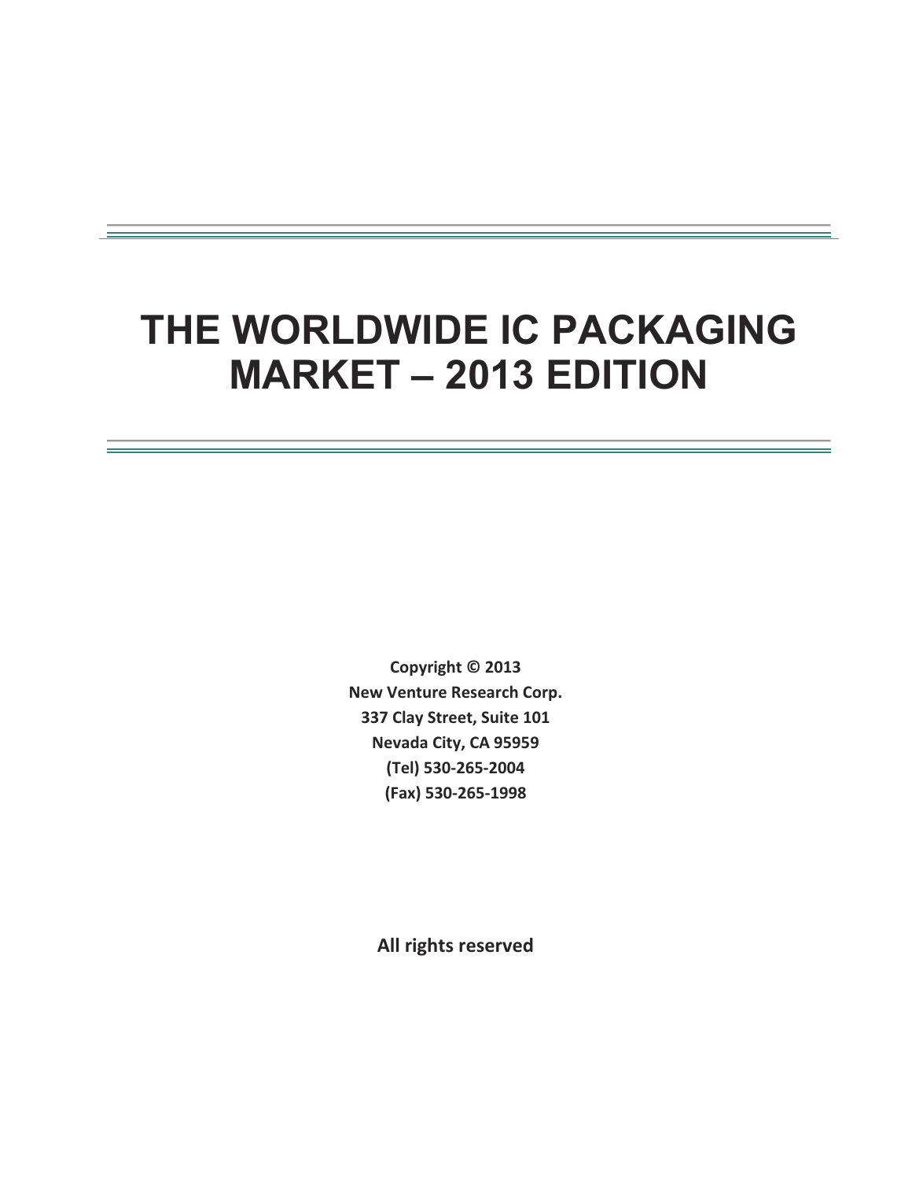# THE WORLDWIDE IC PACKAGING MARKET – 2013 EDITION

**Copyright © 2013**
**New Venture Research Corp.**
**337 Clay Street, Suite 101**
**Nevada City, CA 95959**
**(Tel) 530-265-2004**
**(Fax) 530-265-1998**

**All rights reserved**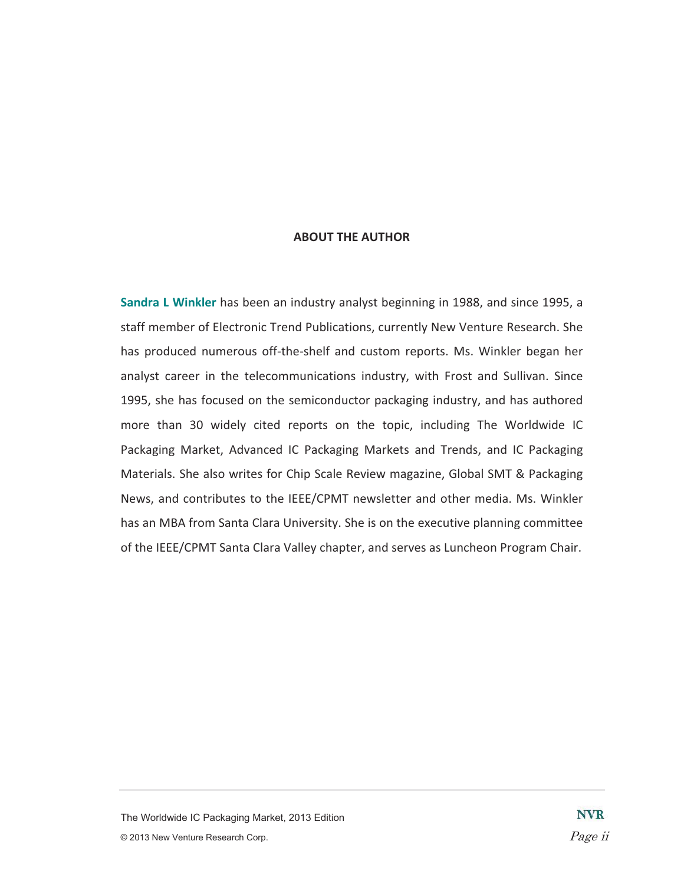## ABOUT THE AUTHOR

**Sandra L Winkler** has been an industry analyst beginning in 1988, and since 1995, a staff member of Electronic Trend Publications, currently New Venture Research. She has produced numerous off-the-shelf and custom reports. Ms. Winkler began her analyst career in the telecommunications industry, with Frost and Sullivan. Since 1995, she has focused on the semiconductor packaging industry, and has authored more than 30 widely cited reports on the topic, including The Worldwide IC Packaging Market, Advanced IC Packaging Markets and Trends, and IC Packaging Materials. She also writes for Chip Scale Review magazine, Global SMT & Packaging News, and contributes to the IEEE/CPMT newsletter and other media. Ms. Winkler has an MBA from Santa Clara University. She is on the executive planning committee of the IEEE/CPMT Santa Clara Valley chapter, and serves as Luncheon Program Chair.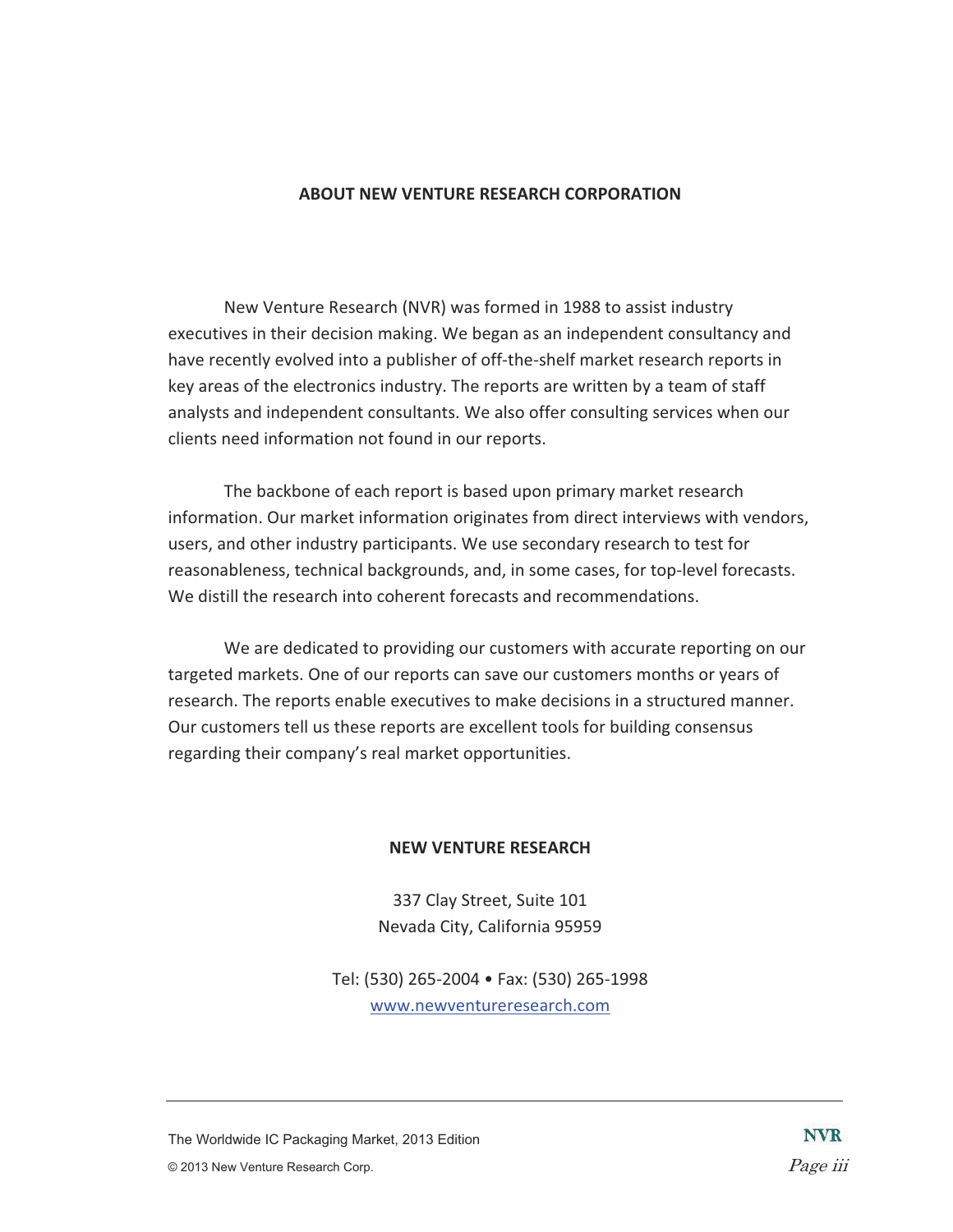## ABOUT NEW VENTURE RESEARCH CORPORATION

New Venture Research (NVR) was formed in 1988 to assist industry executives in their decision making. We began as an independent consultancy and have recently evolved into a publisher of off-the-shelf market research reports in key areas of the electronics industry. The reports are written by a team of staff analysts and independent consultants. We also offer consulting services when our clients need information not found in our reports.

The backbone of each report is based upon primary market research information. Our market information originates from direct interviews with vendors, users, and other industry participants. We use secondary research to test for reasonableness, technical backgrounds, and, in some cases, for top-level forecasts. We distill the research into coherent forecasts and recommendations.

We are dedicated to providing our customers with accurate reporting on our targeted markets. One of our reports can save our customers months or years of research. The reports enable executives to make decisions in a structured manner. Our customers tell us these reports are excellent tools for building consensus regarding their company's real market opportunities.

**NEW VENTURE RESEARCH**

337 Clay Street, Suite 101
Nevada City, California 95959

Tel: (530) 265-2004 • Fax: (530) 265-1998
www.newventureresearch.com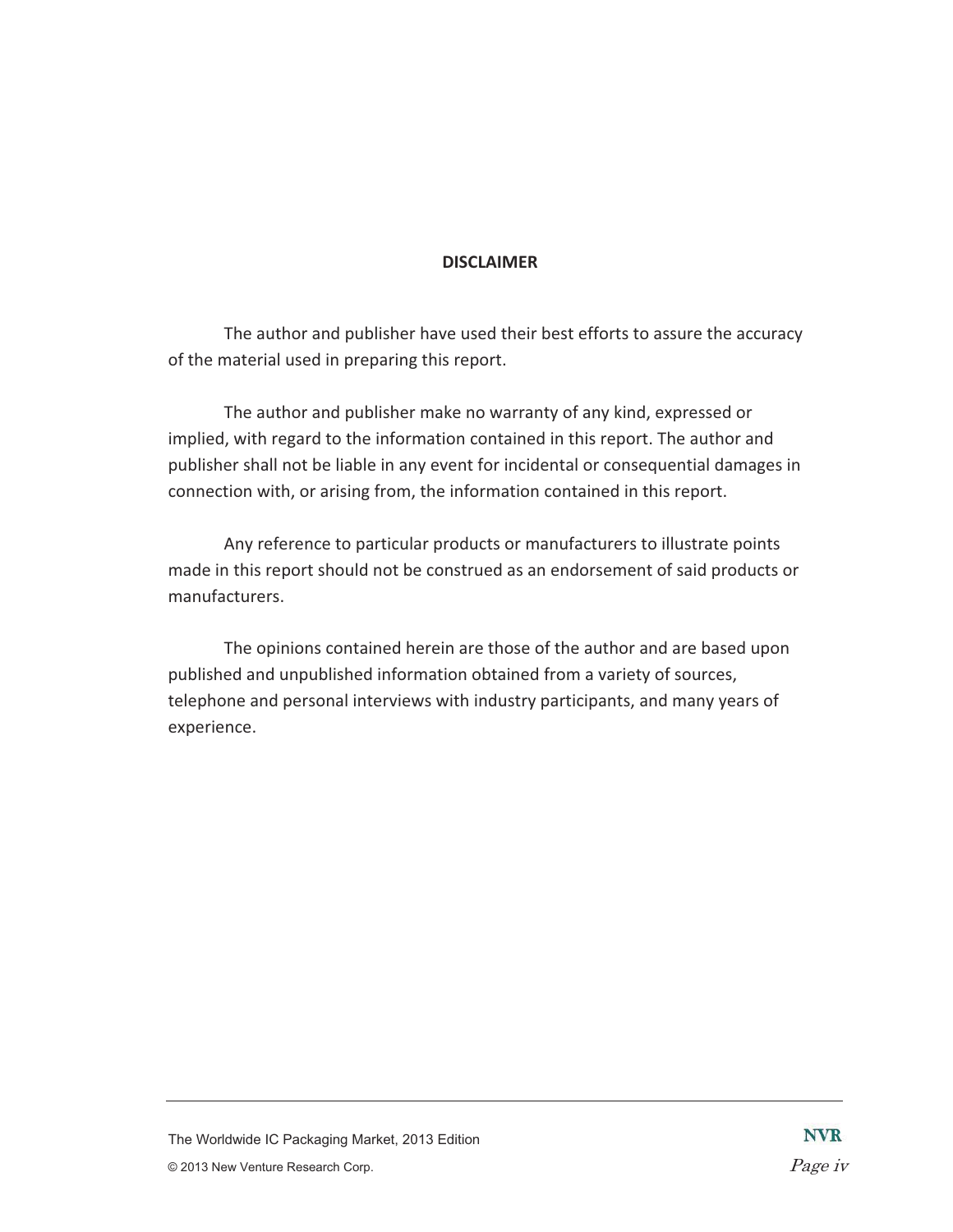**DISCLAIMER**

The author and publisher have used their best efforts to assure the accuracy of the material used in preparing this report.

The author and publisher make no warranty of any kind, expressed or implied, with regard to the information contained in this report. The author and publisher shall not be liable in any event for incidental or consequential damages in connection with, or arising from, the information contained in this report.

Any reference to particular products or manufacturers to illustrate points made in this report should not be construed as an endorsement of said products or manufacturers.

The opinions contained herein are those of the author and are based upon published and unpublished information obtained from a variety of sources, telephone and personal interviews with industry participants, and many years of experience.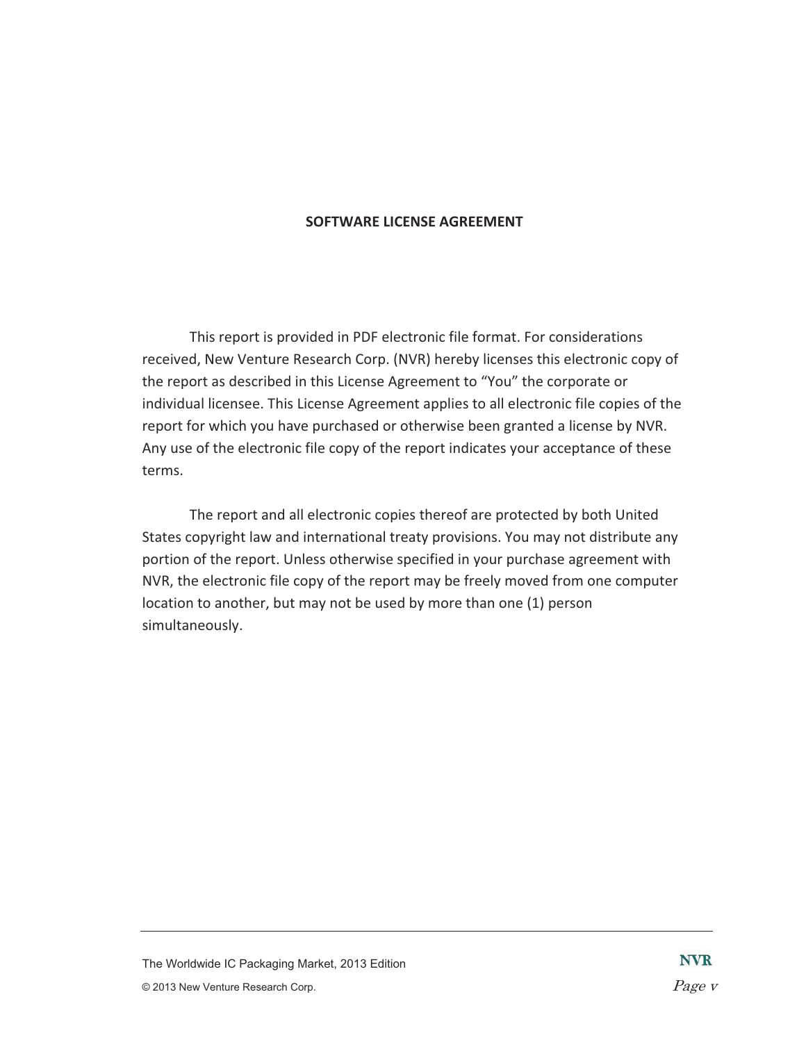## SOFTWARE LICENSE AGREEMENT

This report is provided in PDF electronic file format. For considerations received, New Venture Research Corp. (NVR) hereby licenses this electronic copy of the report as described in this License Agreement to “You” the corporate or individual licensee. This License Agreement applies to all electronic file copies of the report for which you have purchased or otherwise been granted a license by NVR. Any use of the electronic file copy of the report indicates your acceptance of these terms.

The report and all electronic copies thereof are protected by both United States copyright law and international treaty provisions. You may not distribute any portion of the report. Unless otherwise specified in your purchase agreement with NVR, the electronic file copy of the report may be freely moved from one computer location to another, but may not be used by more than one (1) person simultaneously.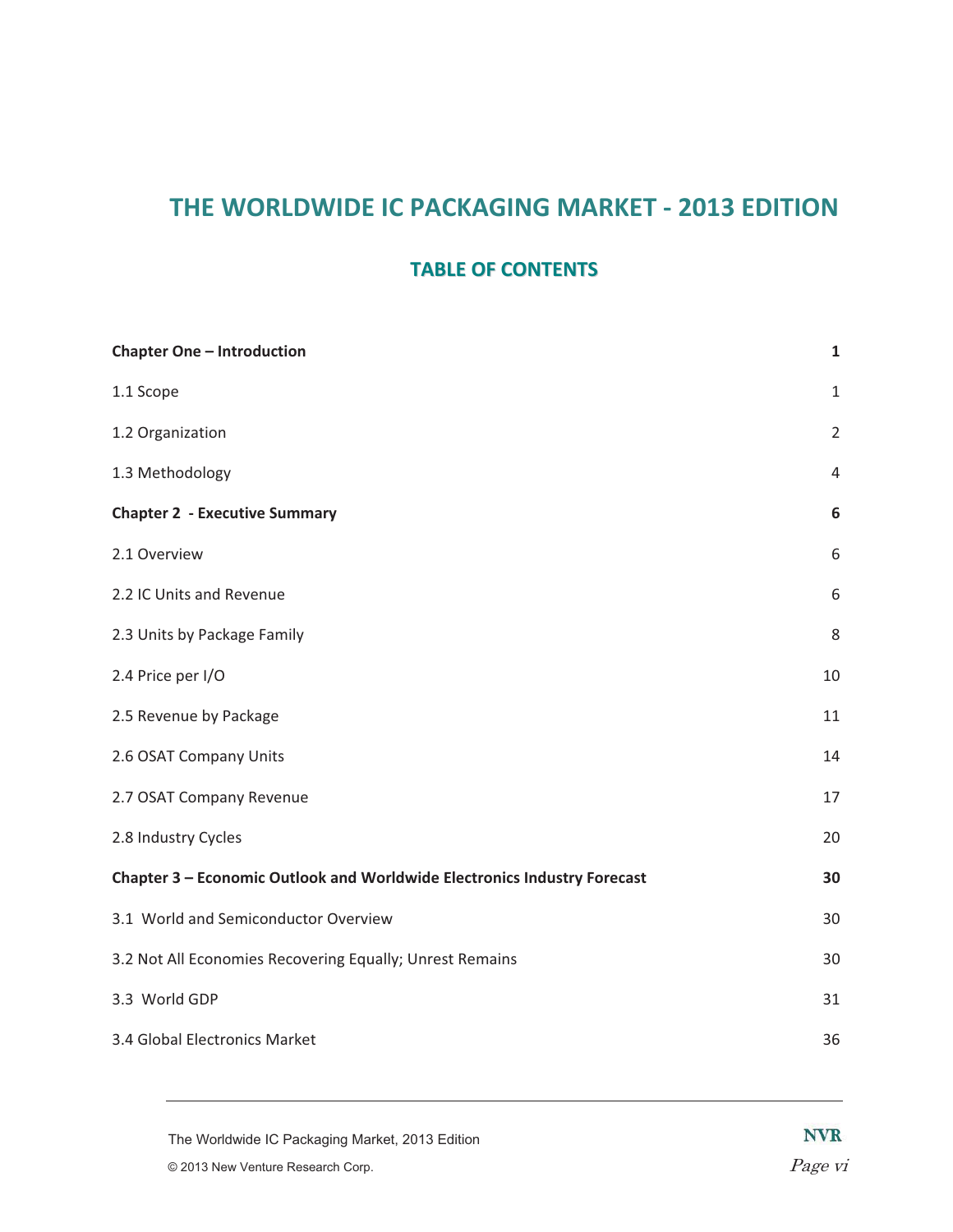# THE WORLDWIDE IC PACKAGING MARKET - 2013 EDITION

## TABLE OF CONTENTS

| | |
|---|---|
| **Chapter One – Introduction** | **1** |
| 1.1 Scope | 1 |
| 1.2 Organization | 2 |
| 1.3 Methodology | 4 |
| **Chapter 2 - Executive Summary** | **6** |
| 2.1 Overview | 6 |
| 2.2 IC Units and Revenue | 6 |
| 2.3 Units by Package Family | 8 |
| 2.4 Price per I/O | 10 |
| 2.5 Revenue by Package | 11 |
| 2.6 OSAT Company Units | 14 |
| 2.7 OSAT Company Revenue | 17 |
| 2.8 Industry Cycles | 20 |
| **Chapter 3 – Economic Outlook and Worldwide Electronics Industry Forecast** | **30** |
| 3.1 World and Semiconductor Overview | 30 |
| 3.2 Not All Economies Recovering Equally; Unrest Remains | 30 |
| 3.3 World GDP | 31 |
| 3.4 Global Electronics Market | 36 |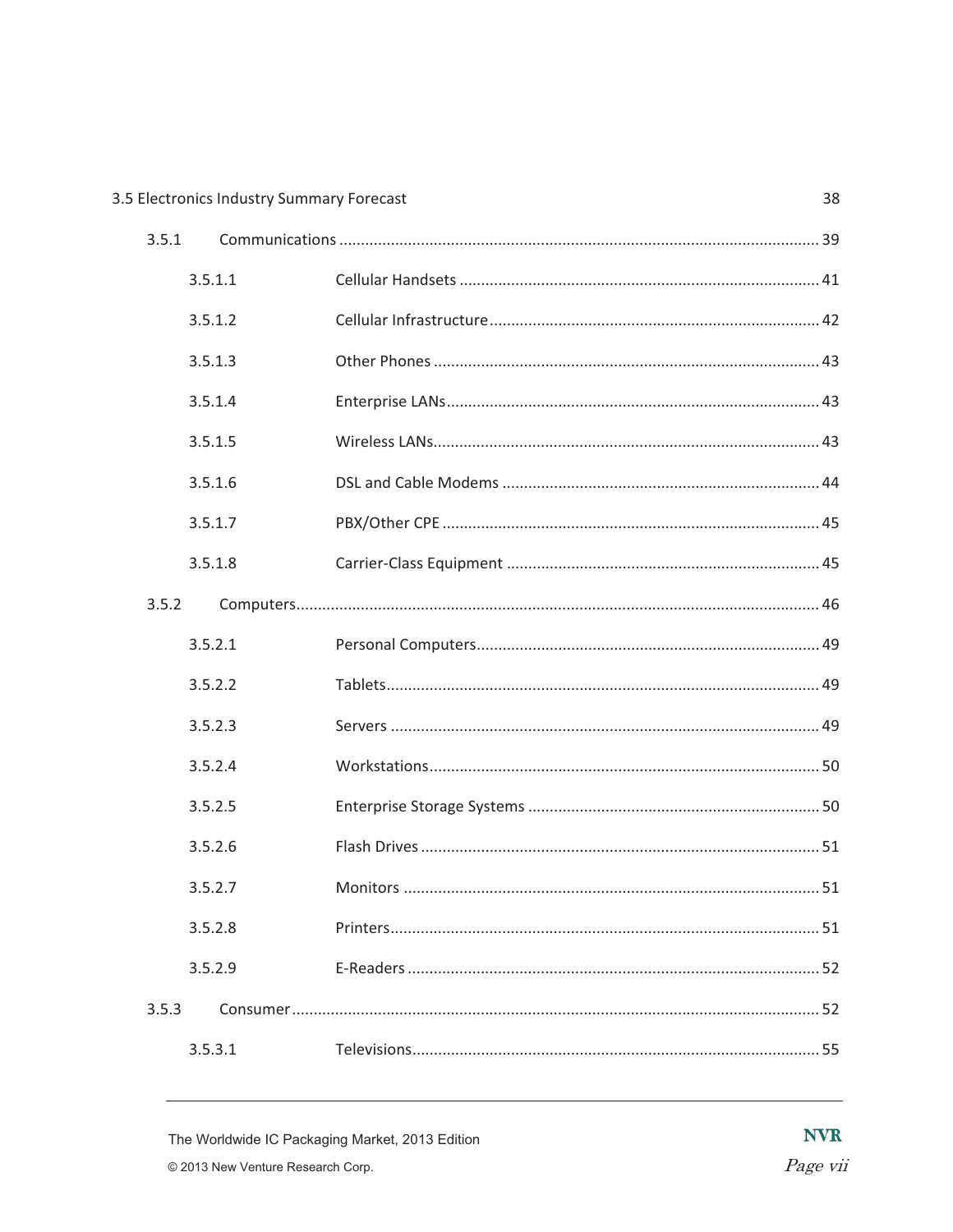3.5 Electronics Industry Summary Forecast 38

- 3.5.1 Communications ... 39
  - 3.5.1.1 Cellular Handsets ... 41
  - 3.5.1.2 Cellular Infrastructure ... 42
  - 3.5.1.3 Other Phones ... 43
  - 3.5.1.4 Enterprise LANs ... 43
  - 3.5.1.5 Wireless LANs ... 43
  - 3.5.1.6 DSL and Cable Modems ... 44
  - 3.5.1.7 PBX/Other CPE ... 45
  - 3.5.1.8 Carrier-Class Equipment ... 45
- 3.5.2 Computers ... 46
  - 3.5.2.1 Personal Computers ... 49
  - 3.5.2.2 Tablets ... 49
  - 3.5.2.3 Servers ... 49
  - 3.5.2.4 Workstations ... 50
  - 3.5.2.5 Enterprise Storage Systems ... 50
  - 3.5.2.6 Flash Drives ... 51
  - 3.5.2.7 Monitors ... 51
  - 3.5.2.8 Printers ... 51
  - 3.5.2.9 E-Readers ... 52
- 3.5.3 Consumer ... 52
  - 3.5.3.1 Televisions ... 55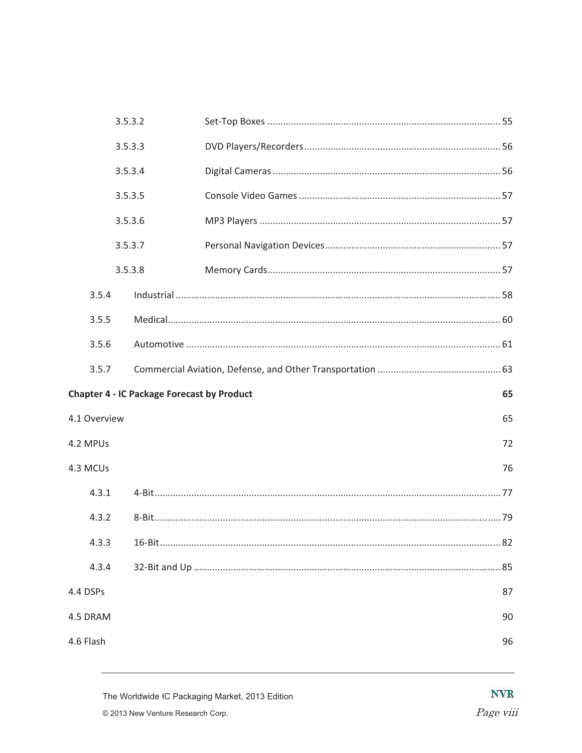3.5.3.2 Set-Top Boxes ........................................................................................ 55

3.5.3.3 DVD Players/Recorders.......................................................................... 56

3.5.3.4 Digital Cameras ...................................................................................... 56

3.5.3.5 Console Video Games ............................................................................ 57

3.5.3.6 MP3 Players ........................................................................................... 57

3.5.3.7 Personal Navigation Devices.................................................................. 57

3.5.3.8 Memory Cards........................................................................................ 57

3.5.4 Industrial ........................................................................................................... 58

3.5.5 Medical.............................................................................................................. 60

3.5.6 Automotive ....................................................................................................... 61

3.5.7 Commercial Aviation, Defense, and Other Transportation ............................... 63

**Chapter 4 - IC Package Forecast by Product 65**

4.1 Overview 65

4.2 MPUs 72

4.3 MCUs 76

4.3.1 4-Bit.................................................................................................................. 77

4.3.2 8-Bit.................................................................................................................. 79

4.3.3 16-Bit................................................................................................................ 82

4.3.4 32-Bit and Up .................................................................................................... 85

4.4 DSPs 87

4.5 DRAM 90

4.6 Flash 96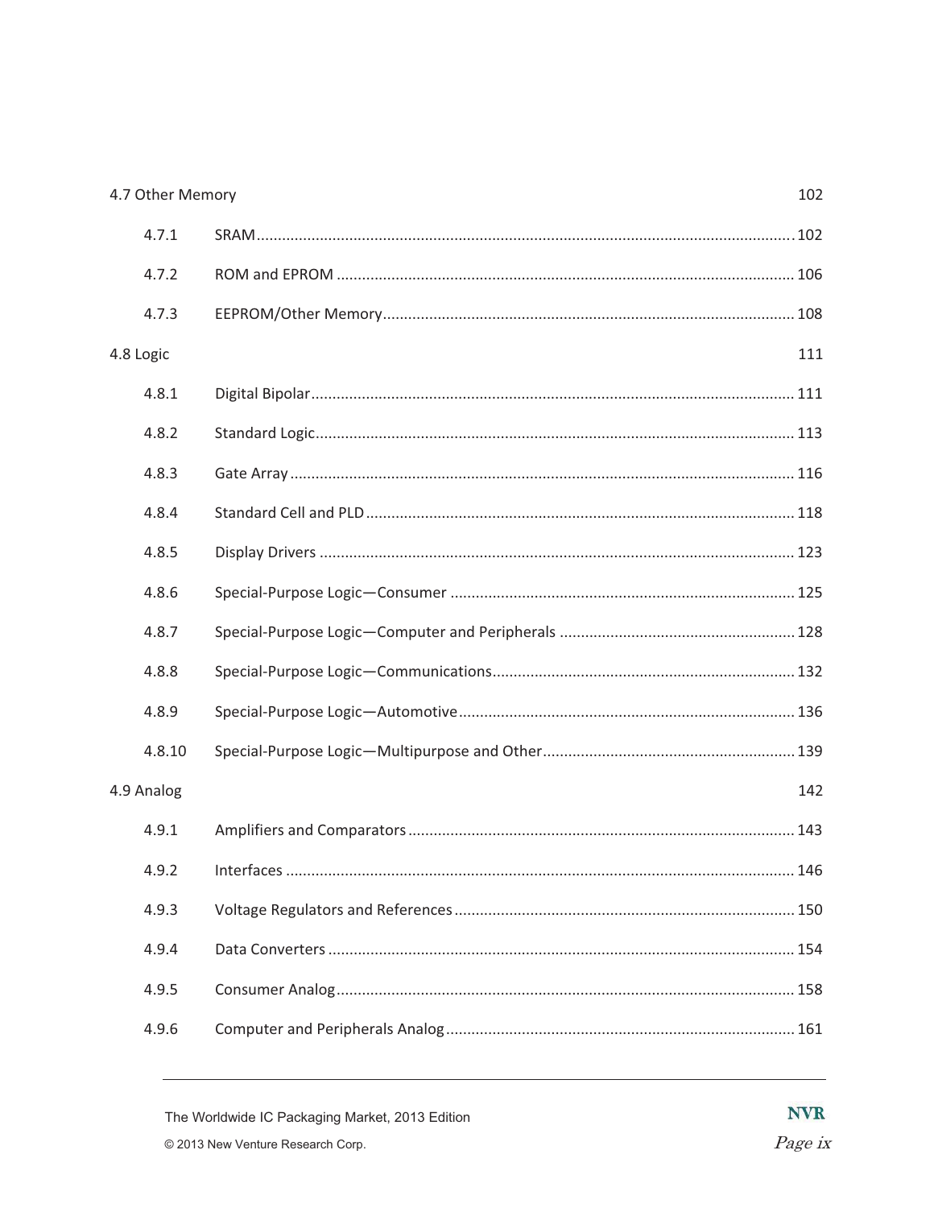4.7 Other Memory 102

4.7.1 SRAM .......... 102

4.7.2 ROM and EPROM .......... 106

4.7.3 EEPROM/Other Memory .......... 108

4.8 Logic 111

4.8.1 Digital Bipolar .......... 111

4.8.2 Standard Logic .......... 113

4.8.3 Gate Array .......... 116

4.8.4 Standard Cell and PLD .......... 118

4.8.5 Display Drivers .......... 123

4.8.6 Special-Purpose Logic—Consumer .......... 125

4.8.7 Special-Purpose Logic—Computer and Peripherals .......... 128

4.8.8 Special-Purpose Logic—Communications .......... 132

4.8.9 Special-Purpose Logic—Automotive .......... 136

4.8.10 Special-Purpose Logic—Multipurpose and Other .......... 139

4.9 Analog 142

4.9.1 Amplifiers and Comparators .......... 143

4.9.2 Interfaces .......... 146

4.9.3 Voltage Regulators and References .......... 150

4.9.4 Data Converters .......... 154

4.9.5 Consumer Analog .......... 158

4.9.6 Computer and Peripherals Analog .......... 161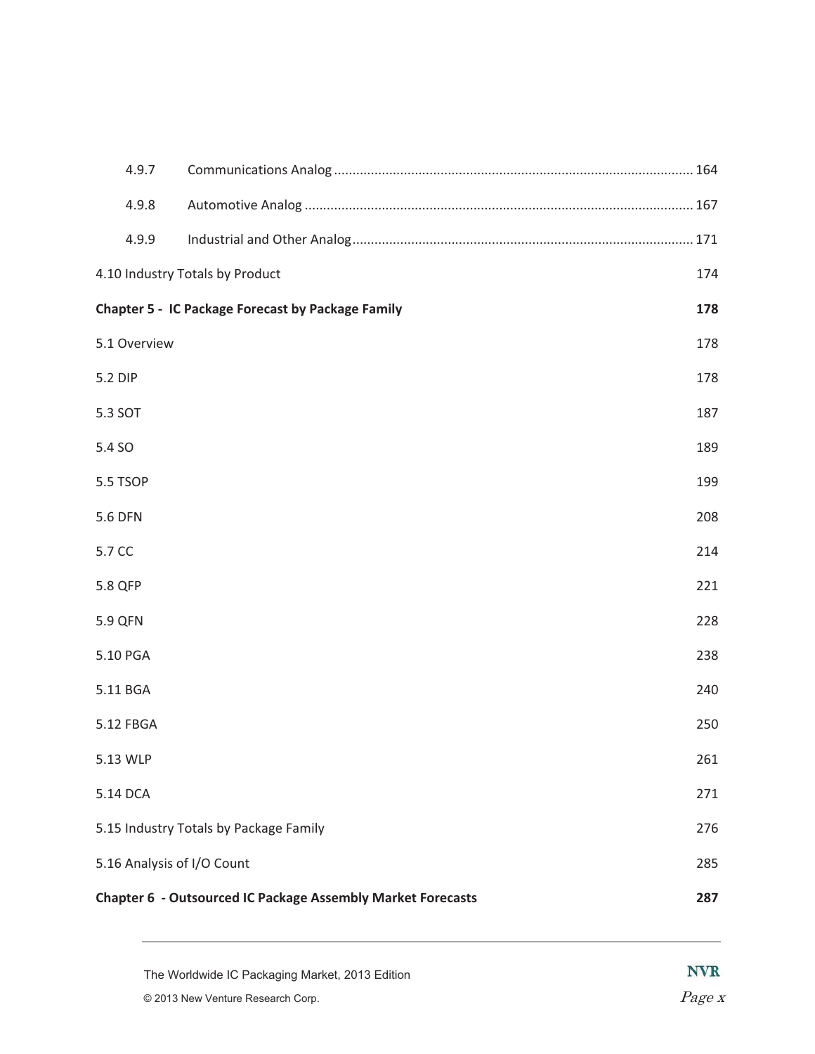4.9.7 Communications Analog ........................................................................................ 164

4.9.8 Automotive Analog .............................................................................................. 167

4.9.9 Industrial and Other Analog................................................................................ 171

4.10 Industry Totals by Product 174

**Chapter 5 - IC Package Forecast by Package Family 178**

5.1 Overview 178

5.2 DIP 178

5.3 SOT 187

5.4 SO 189

5.5 TSOP 199

5.6 DFN 208

5.7 CC 214

5.8 QFP 221

5.9 QFN 228

5.10 PGA 238

5.11 BGA 240

5.12 FBGA 250

5.13 WLP 261

5.14 DCA 271

5.15 Industry Totals by Package Family 276

5.16 Analysis of I/O Count 285

**Chapter 6 - Outsourced IC Package Assembly Market Forecasts 287**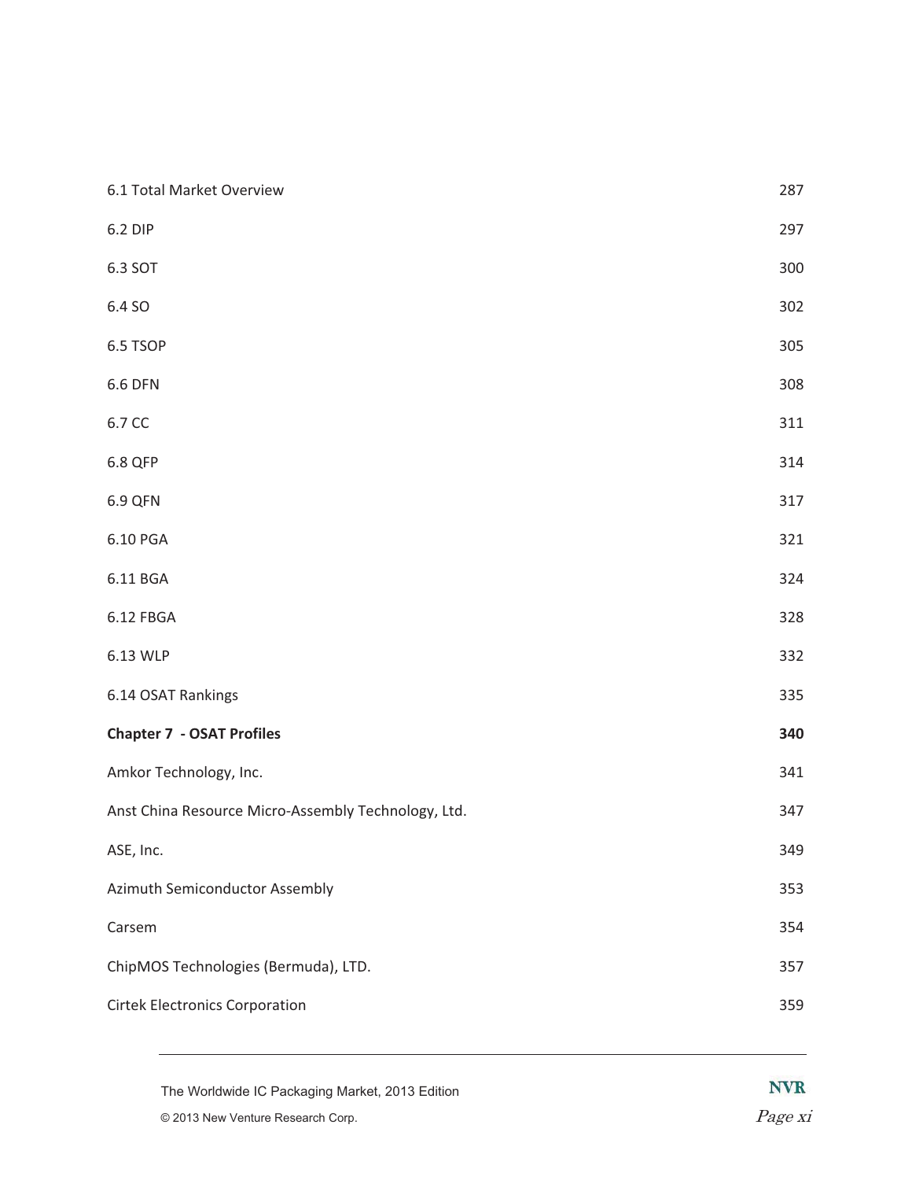| | |
|---|---|
| 6.1 Total Market Overview | 287 |
| 6.2 DIP | 297 |
| 6.3 SOT | 300 |
| 6.4 SO | 302 |
| 6.5 TSOP | 305 |
| 6.6 DFN | 308 |
| 6.7 CC | 311 |
| 6.8 QFP | 314 |
| 6.9 QFN | 317 |
| 6.10 PGA | 321 |
| 6.11 BGA | 324 |
| 6.12 FBGA | 328 |
| 6.13 WLP | 332 |
| 6.14 OSAT Rankings | 335 |
| **Chapter 7 - OSAT Profiles** | **340** |
| Amkor Technology, Inc. | 341 |
| Anst China Resource Micro-Assembly Technology, Ltd. | 347 |
| ASE, Inc. | 349 |
| Azimuth Semiconductor Assembly | 353 |
| Carsem | 354 |
| ChipMOS Technologies (Bermuda), LTD. | 357 |
| Cirtek Electronics Corporation | 359 |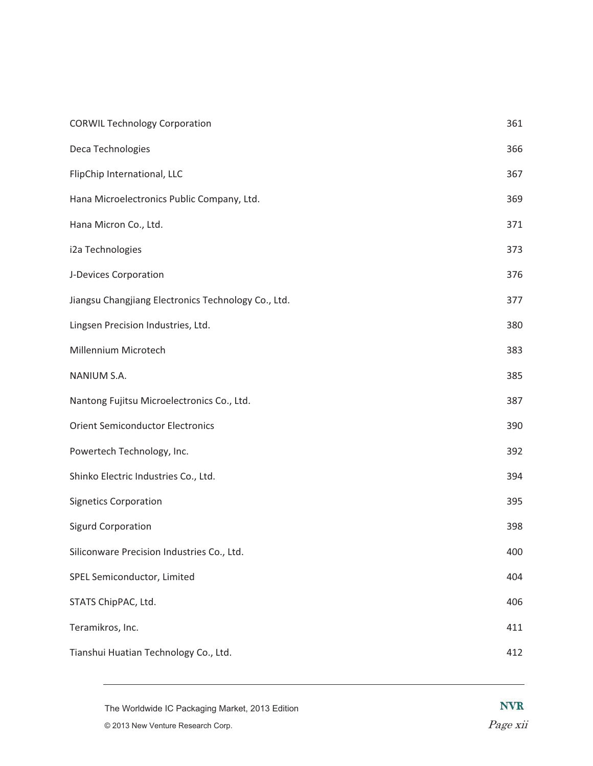| | |
|---|---|
| CORWIL Technology Corporation | 361 |
| Deca Technologies | 366 |
| FlipChip International, LLC | 367 |
| Hana Microelectronics Public Company, Ltd. | 369 |
| Hana Micron Co., Ltd. | 371 |
| i2a Technologies | 373 |
| J-Devices Corporation | 376 |
| Jiangsu Changjiang Electronics Technology Co., Ltd. | 377 |
| Lingsen Precision Industries, Ltd. | 380 |
| Millennium Microtech | 383 |
| NANIUM S.A. | 385 |
| Nantong Fujitsu Microelectronics Co., Ltd. | 387 |
| Orient Semiconductor Electronics | 390 |
| Powertech Technology, Inc. | 392 |
| Shinko Electric Industries Co., Ltd. | 394 |
| Signetics Corporation | 395 |
| Sigurd Corporation | 398 |
| Siliconware Precision Industries Co., Ltd. | 400 |
| SPEL Semiconductor, Limited | 404 |
| STATS ChipPAC, Ltd. | 406 |
| Teramikros, Inc. | 411 |
| Tianshui Huatian Technology Co., Ltd. | 412 |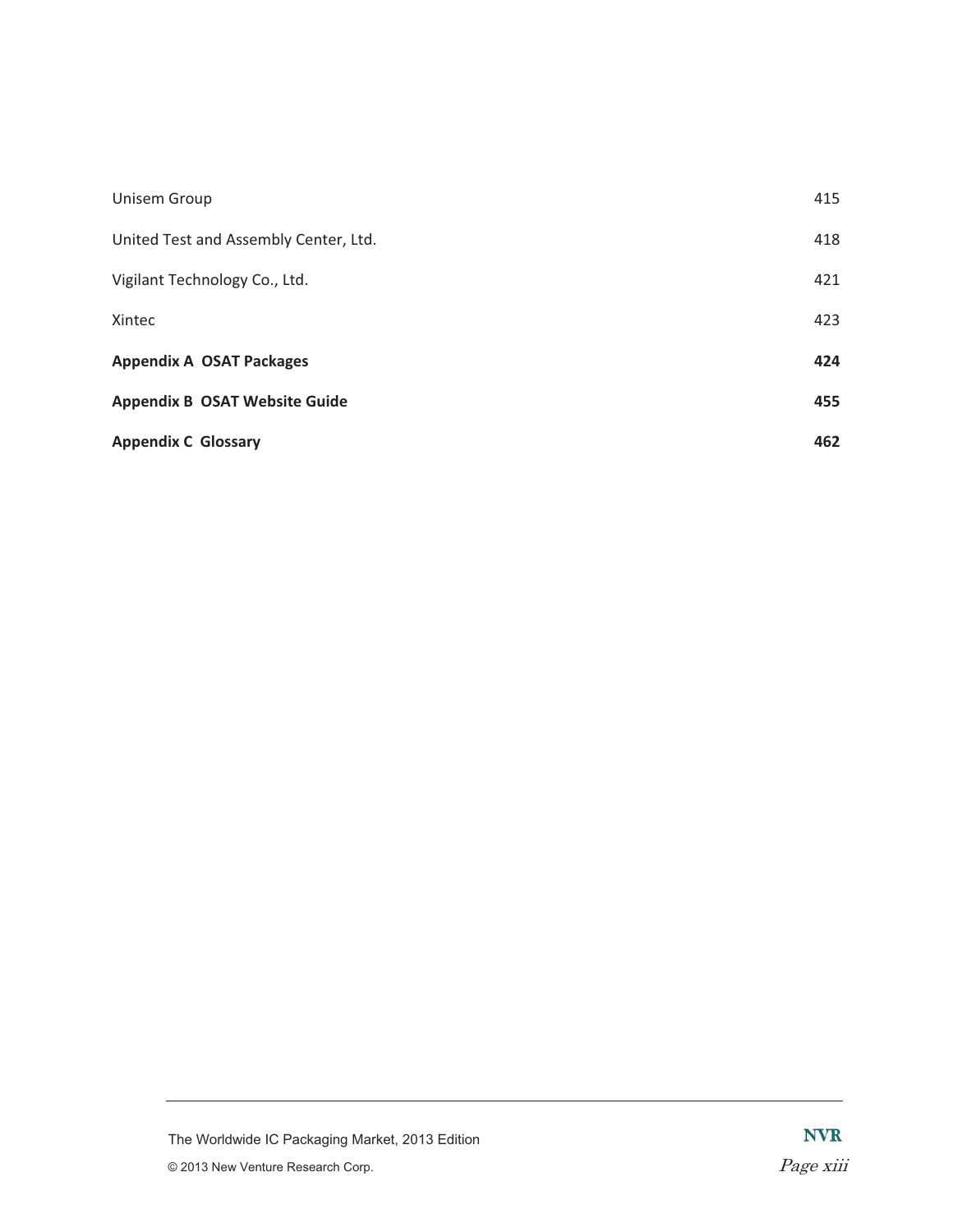| | |
|---|---|
| Unisem Group | 415 |
| United Test and Assembly Center, Ltd. | 418 |
| Vigilant Technology Co., Ltd. | 421 |
| Xintec | 423 |
| **Appendix A OSAT Packages** | **424** |
| **Appendix B OSAT Website Guide** | **455** |
| **Appendix C Glossary** | **462** |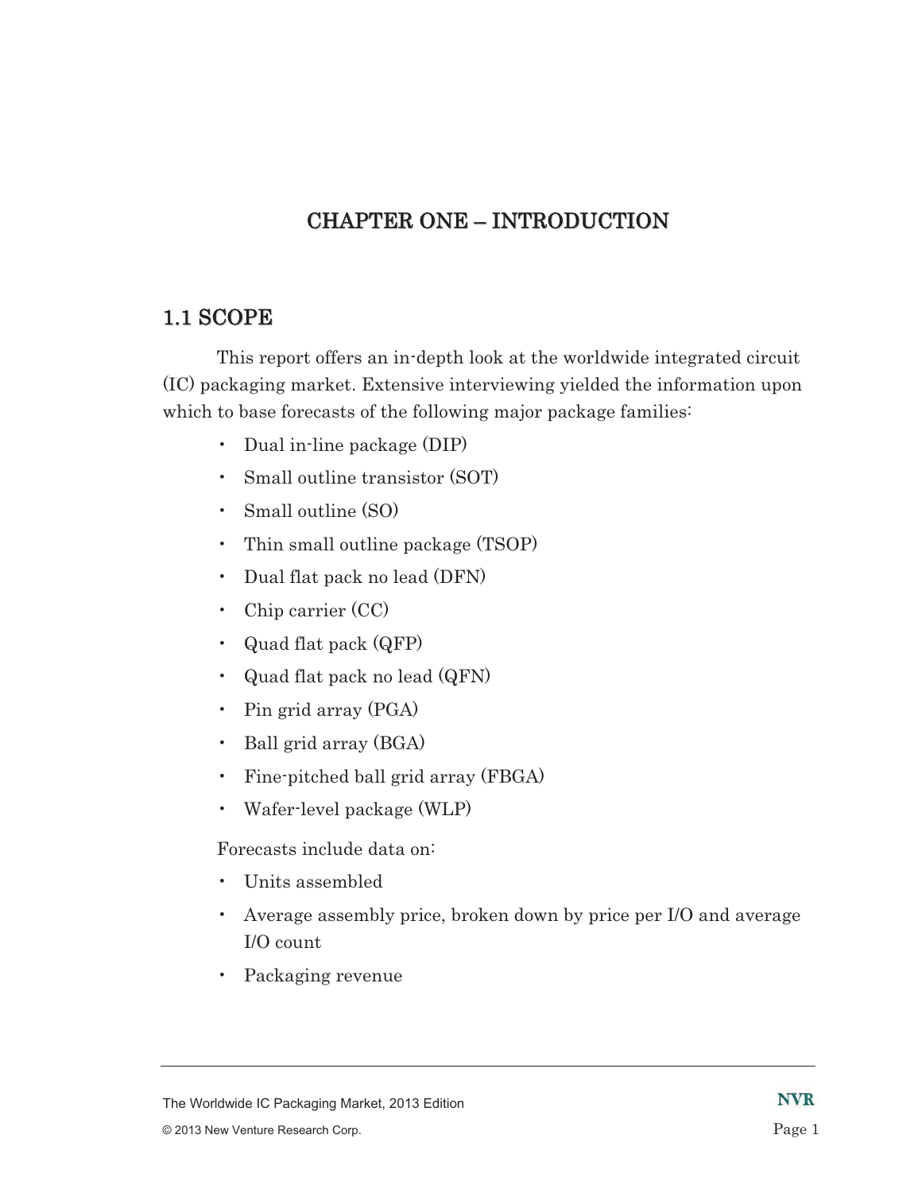# CHAPTER ONE – INTRODUCTION

## 1.1 SCOPE

This report offers an in-depth look at the worldwide integrated circuit (IC) packaging market. Extensive interviewing yielded the information upon which to base forecasts of the following major package families:

- Dual in-line package (DIP)
- Small outline transistor (SOT)
- Small outline (SO)
- Thin small outline package (TSOP)
- Dual flat pack no lead (DFN)
- Chip carrier (CC)
- Quad flat pack (QFP)
- Quad flat pack no lead (QFN)
- Pin grid array (PGA)
- Ball grid array (BGA)
- Fine-pitched ball grid array (FBGA)
- Wafer-level package (WLP)

Forecasts include data on:

- Units assembled
- Average assembly price, broken down by price per I/O and average I/O count
- Packaging revenue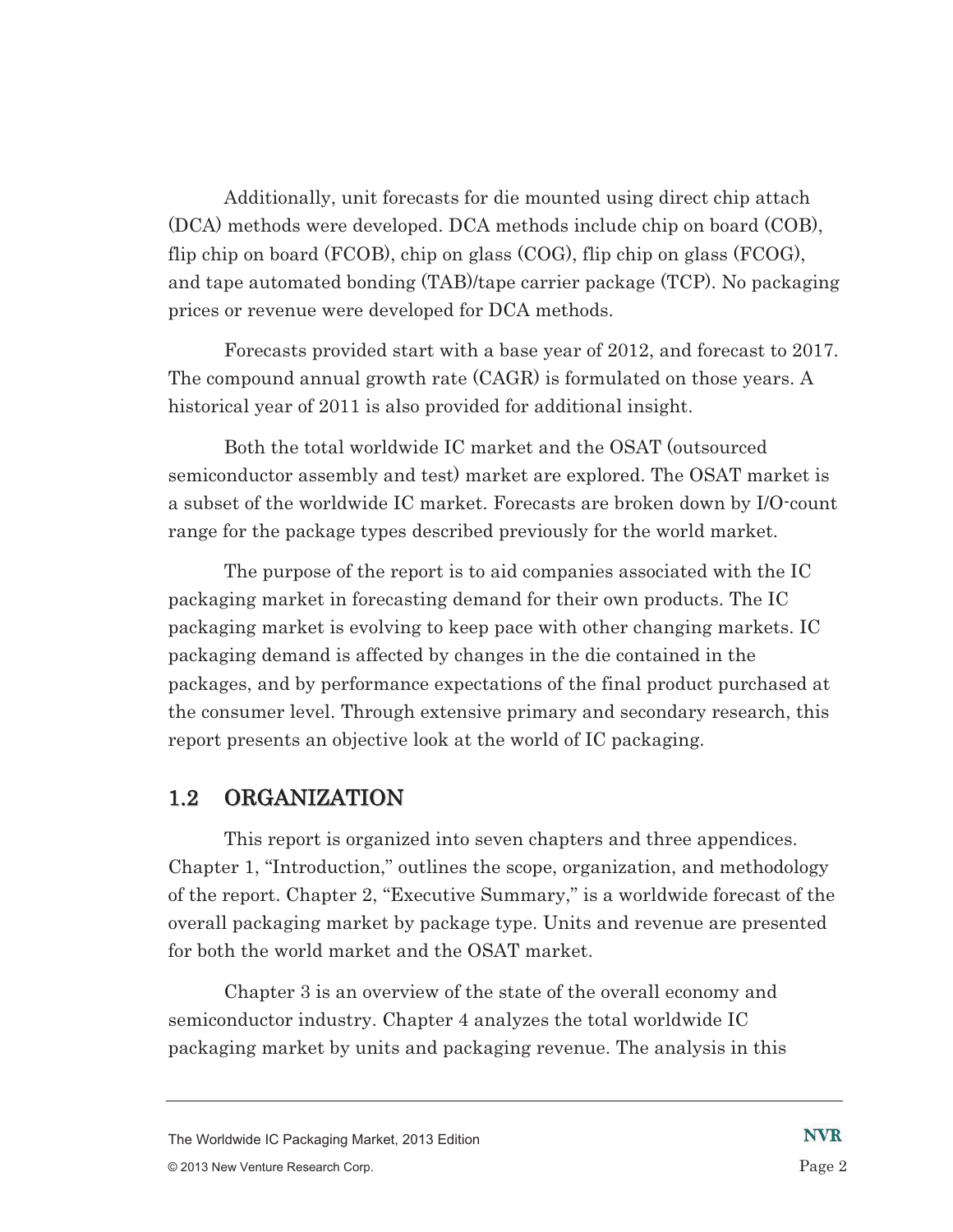Additionally, unit forecasts for die mounted using direct chip attach (DCA) methods were developed. DCA methods include chip on board (COB), flip chip on board (FCOB), chip on glass (COG), flip chip on glass (FCOG), and tape automated bonding (TAB)/tape carrier package (TCP). No packaging prices or revenue were developed for DCA methods.

Forecasts provided start with a base year of 2012, and forecast to 2017. The compound annual growth rate (CAGR) is formulated on those years. A historical year of 2011 is also provided for additional insight.

Both the total worldwide IC market and the OSAT (outsourced semiconductor assembly and test) market are explored. The OSAT market is a subset of the worldwide IC market. Forecasts are broken down by I/O-count range for the package types described previously for the world market.

The purpose of the report is to aid companies associated with the IC packaging market in forecasting demand for their own products. The IC packaging market is evolving to keep pace with other changing markets. IC packaging demand is affected by changes in the die contained in the packages, and by performance expectations of the final product purchased at the consumer level. Through extensive primary and secondary research, this report presents an objective look at the world of IC packaging.

## 1.2 ORGANIZATION

This report is organized into seven chapters and three appendices. Chapter 1, "Introduction," outlines the scope, organization, and methodology of the report. Chapter 2, "Executive Summary," is a worldwide forecast of the overall packaging market by package type. Units and revenue are presented for both the world market and the OSAT market.

Chapter 3 is an overview of the state of the overall economy and semiconductor industry. Chapter 4 analyzes the total worldwide IC packaging market by units and packaging revenue. The analysis in this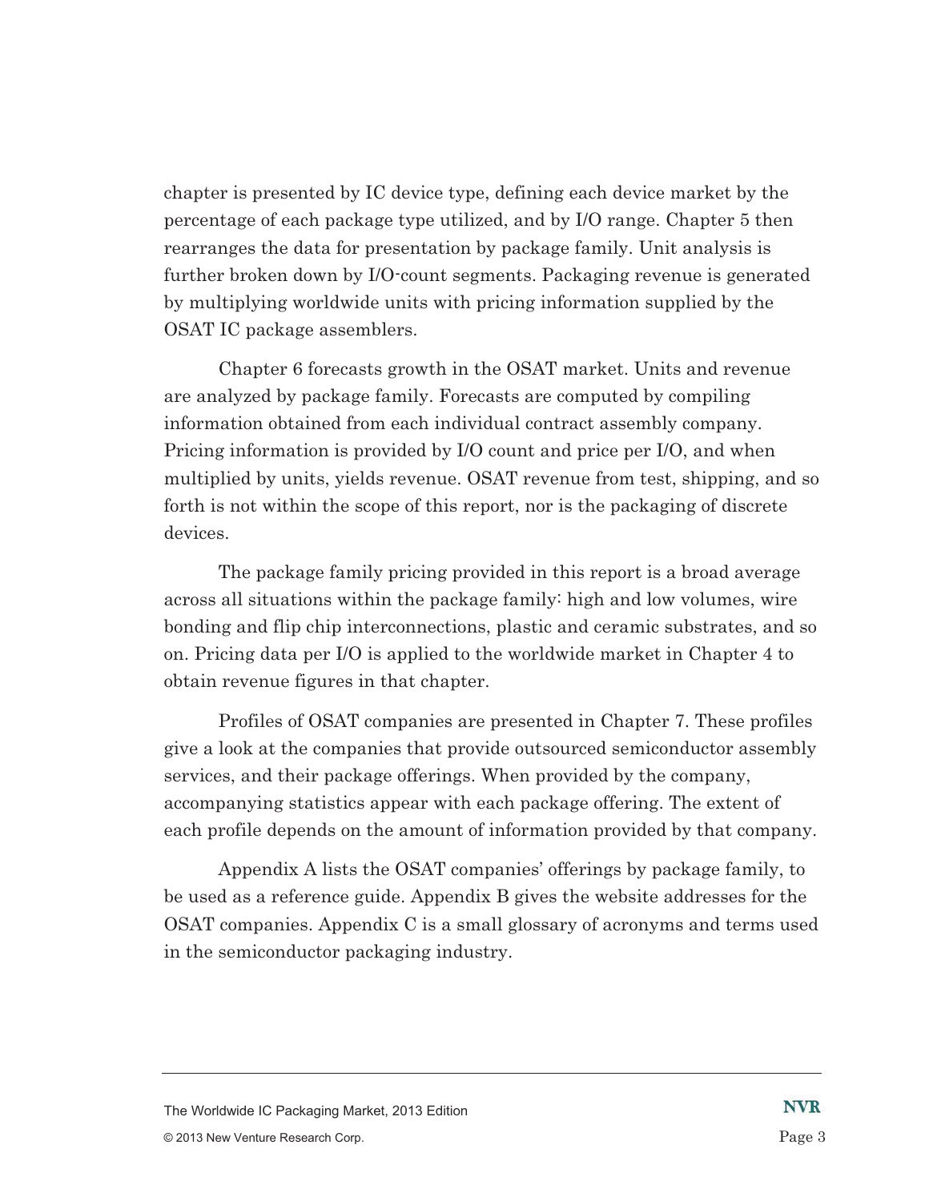chapter is presented by IC device type, defining each device market by the percentage of each package type utilized, and by I/O range. Chapter 5 then rearranges the data for presentation by package family. Unit analysis is further broken down by I/O-count segments. Packaging revenue is generated by multiplying worldwide units with pricing information supplied by the OSAT IC package assemblers.

Chapter 6 forecasts growth in the OSAT market. Units and revenue are analyzed by package family. Forecasts are computed by compiling information obtained from each individual contract assembly company. Pricing information is provided by I/O count and price per I/O, and when multiplied by units, yields revenue. OSAT revenue from test, shipping, and so forth is not within the scope of this report, nor is the packaging of discrete devices.

The package family pricing provided in this report is a broad average across all situations within the package family: high and low volumes, wire bonding and flip chip interconnections, plastic and ceramic substrates, and so on. Pricing data per I/O is applied to the worldwide market in Chapter 4 to obtain revenue figures in that chapter.

Profiles of OSAT companies are presented in Chapter 7. These profiles give a look at the companies that provide outsourced semiconductor assembly services, and their package offerings. When provided by the company, accompanying statistics appear with each package offering. The extent of each profile depends on the amount of information provided by that company.

Appendix A lists the OSAT companies' offerings by package family, to be used as a reference guide. Appendix B gives the website addresses for the OSAT companies. Appendix C is a small glossary of acronyms and terms used in the semiconductor packaging industry.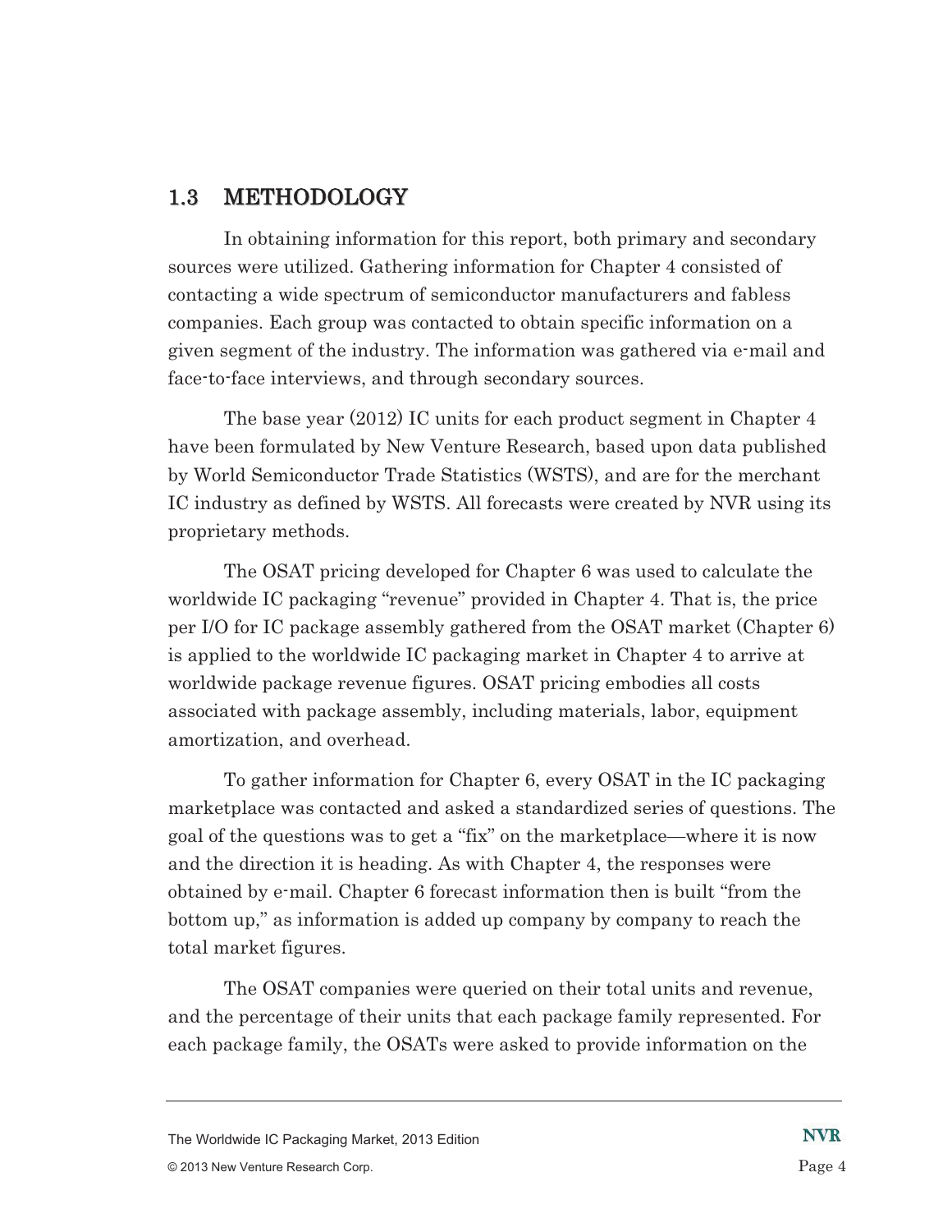## 1.3 METHODOLOGY

In obtaining information for this report, both primary and secondary sources were utilized. Gathering information for Chapter 4 consisted of contacting a wide spectrum of semiconductor manufacturers and fabless companies. Each group was contacted to obtain specific information on a given segment of the industry. The information was gathered via e-mail and face-to-face interviews, and through secondary sources.

The base year (2012) IC units for each product segment in Chapter 4 have been formulated by New Venture Research, based upon data published by World Semiconductor Trade Statistics (WSTS), and are for the merchant IC industry as defined by WSTS. All forecasts were created by NVR using its proprietary methods.

The OSAT pricing developed for Chapter 6 was used to calculate the worldwide IC packaging "revenue" provided in Chapter 4. That is, the price per I/O for IC package assembly gathered from the OSAT market (Chapter 6) is applied to the worldwide IC packaging market in Chapter 4 to arrive at worldwide package revenue figures. OSAT pricing embodies all costs associated with package assembly, including materials, labor, equipment amortization, and overhead.

To gather information for Chapter 6, every OSAT in the IC packaging marketplace was contacted and asked a standardized series of questions. The goal of the questions was to get a "fix" on the marketplace—where it is now and the direction it is heading. As with Chapter 4, the responses were obtained by e-mail. Chapter 6 forecast information then is built "from the bottom up," as information is added up company by company to reach the total market figures.

The OSAT companies were queried on their total units and revenue, and the percentage of their units that each package family represented. For each package family, the OSATs were asked to provide information on the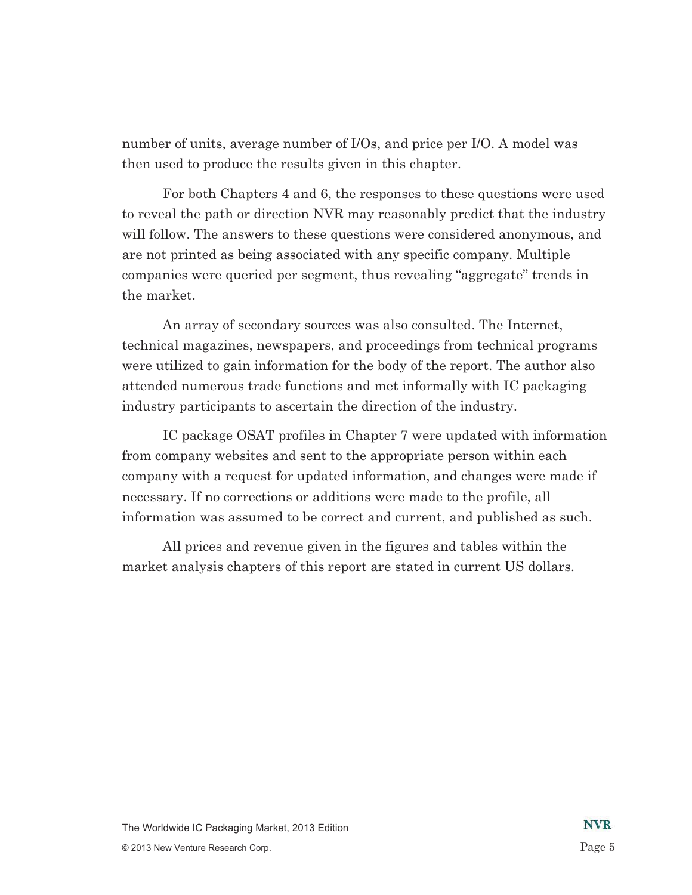number of units, average number of I/Os, and price per I/O. A model was then used to produce the results given in this chapter.

For both Chapters 4 and 6, the responses to these questions were used to reveal the path or direction NVR may reasonably predict that the industry will follow. The answers to these questions were considered anonymous, and are not printed as being associated with any specific company. Multiple companies were queried per segment, thus revealing "aggregate" trends in the market.

An array of secondary sources was also consulted. The Internet, technical magazines, newspapers, and proceedings from technical programs were utilized to gain information for the body of the report. The author also attended numerous trade functions and met informally with IC packaging industry participants to ascertain the direction of the industry.

IC package OSAT profiles in Chapter 7 were updated with information from company websites and sent to the appropriate person within each company with a request for updated information, and changes were made if necessary. If no corrections or additions were made to the profile, all information was assumed to be correct and current, and published as such.

All prices and revenue given in the figures and tables within the market analysis chapters of this report are stated in current US dollars.